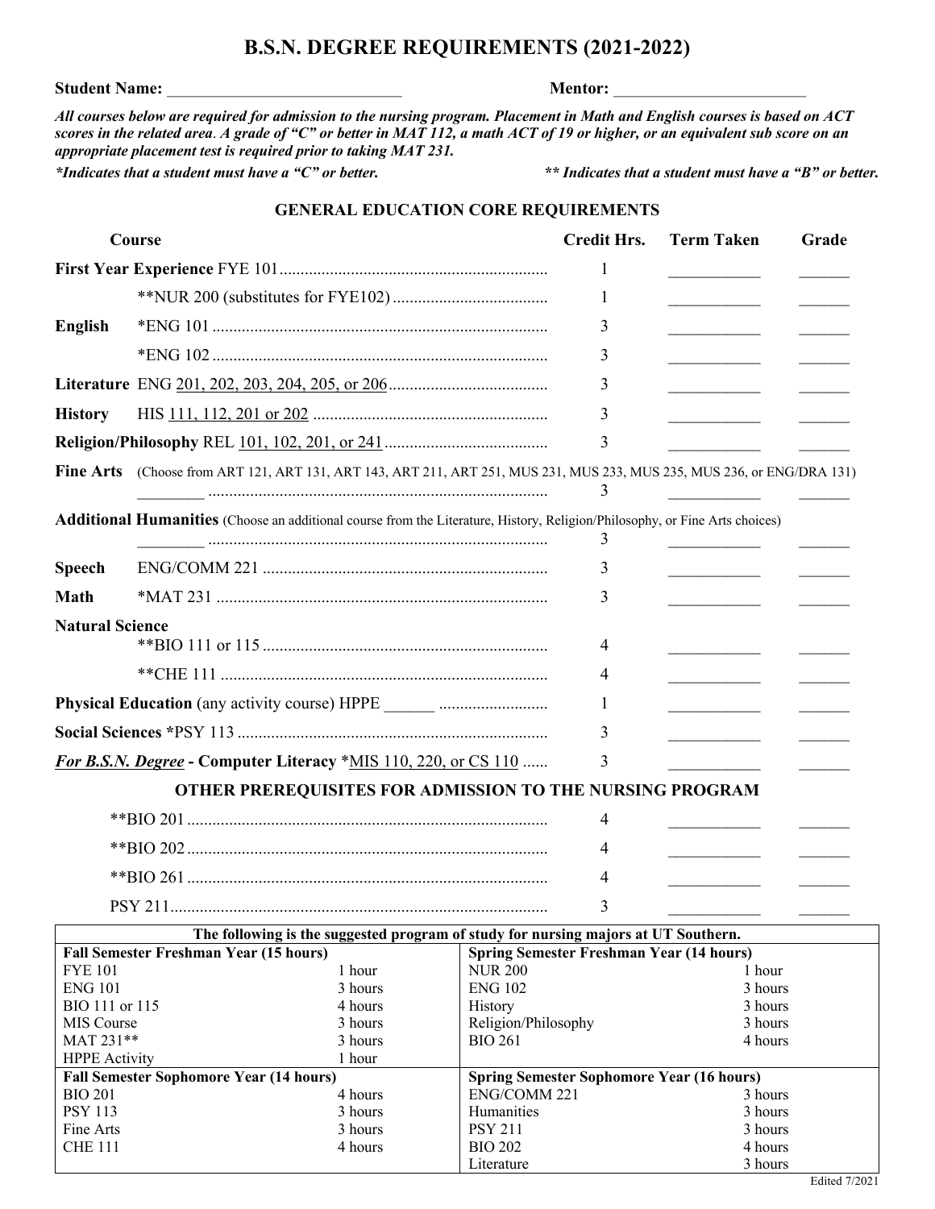# B.S.N. DEGREE REQUIREMENTS (2021-2022)

**Student Name:** ____________________________ **Mentor:** ________________________

***All courses below are required for admission to the nursing program. Placement in Math and English courses is based on ACT scores in the related area. A grade of "C" or better in MAT 112, a math ACT of 19 or higher, or an equivalent sub score on an appropriate placement test is required prior to taking MAT 231.***

****Indicates that a student must have a "C" or better.*** *****Indicates that a student must have a "B" or better.***

## GENERAL EDUCATION CORE REQUIREMENTS

| Course | | Credit Hrs. | Term Taken | Grade |
|---|---|---|---|---|
| **First Year Experience** | FYE 101 | 1 | ___________ | ______ |
| | **NUR 200 (substitutes for FYE102) | 1 | ___________ | ______ |
| **English** | *ENG 101 | 3 | ___________ | ______ |
| | *ENG 102 | 3 | ___________ | ______ |
| **Literature** | ENG 201, 202, 203, 204, 205, or 206 | 3 | ___________ | ______ |
| **History** | HIS 111, 112, 201 or 202 | 3 | ___________ | ______ |
| **Religion/Philosophy** | REL 101, 102, 201, or 241 | 3 | ___________ | ______ |
| **Fine Arts** (Choose from ART 121, ART 131, ART 143, ART 211, ART 251, MUS 231, MUS 233, MUS 235, MUS 236, or ENG/DRA 131) | ________ | 3 | ___________ | ______ |
| **Additional Humanities** (Choose an additional course from the Literature, History, Religion/Philosophy, or Fine Arts choices) | ________ | 3 | ___________ | ______ |
| **Speech** | ENG/COMM 221 | 3 | ___________ | ______ |
| **Math** | *MAT 231 | 3 | ___________ | ______ |
| **Natural Science** | **BIO 111 or 115 | 4 | ___________ | ______ |
| | **CHE 111 | 4 | ___________ | ______ |
| **Physical Education** (any activity course) | HPPE ______ | 1 | ___________ | ______ |
| **Social Sciences** | *PSY 113 | 3 | ___________ | ______ |
| ***For B.S.N. Degree*** **- Computer Literacy** | *MIS 110, 220, or CS 110 | 3 | ___________ | ______ |

## OTHER PREREQUISITES FOR ADMISSION TO THE NURSING PROGRAM

| Course | Credit Hrs. | Term Taken | Grade |
|---|---|---|---|
| **BIO 201 | 4 | ___________ | ______ |
| **BIO 202 | 4 | ___________ | ______ |
| **BIO 261 | 4 | ___________ | ______ |
| PSY 211 | 3 | ___________ | ______ |

**The following is the suggested program of study for nursing majors at UT Southern.**

| **Fall Semester Freshman Year (15 hours)** | | **Spring Semester Freshman Year (14 hours)** | |
|---|---|---|---|
| FYE 101 | 1 hour | NUR 200 | 1 hour |
| ENG 101 | 3 hours | ENG 102 | 3 hours |
| BIO 111 or 115 | 4 hours | History | 3 hours |
| MIS Course | 3 hours | Religion/Philosophy | 3 hours |
| MAT 231** | 3 hours | BIO 261 | 4 hours |
| HPPE Activity | 1 hour | | |
| **Fall Semester Sophomore Year (14 hours)** | | **Spring Semester Sophomore Year (16 hours)** | |
| BIO 201 | 4 hours | ENG/COMM 221 | 3 hours |
| PSY 113 | 3 hours | Humanities | 3 hours |
| Fine Arts | 3 hours | PSY 211 | 3 hours |
| CHE 111 | 4 hours | BIO 202 | 4 hours |
| | | Literature | 3 hours |

Edited 7/2021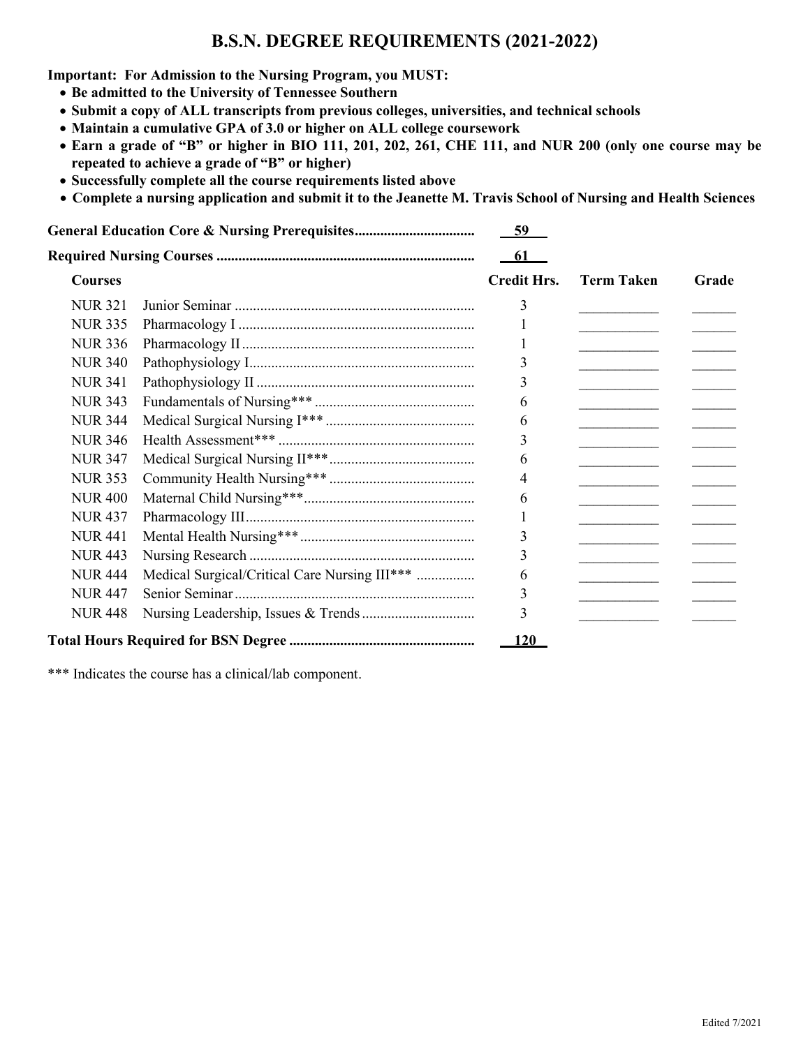# B.S.N. DEGREE REQUIREMENTS (2021-2022)

**Important: For Admission to the Nursing Program, you MUST:**

- **Be admitted to the University of Tennessee Southern**
- **Submit a copy of ALL transcripts from previous colleges, universities, and technical schools**
- **Maintain a cumulative GPA of 3.0 or higher on ALL college coursework**
- **Earn a grade of "B" or higher in BIO 111, 201, 202, 261, CHE 111, and NUR 200 (only one course may be repeated to achieve a grade of "B" or higher)**
- **Successfully complete all the course requirements listed above**
- **Complete a nursing application and submit it to the Jeanette M. Travis School of Nursing and Health Sciences**

**General Education Core & Nursing Prerequisites................................** **59**

**Required Nursing Courses ......................................................................** **61**

| Courses | | Credit Hrs. | Term Taken | Grade |
|---|---|---|---|---|
| NUR 321 | Junior Seminar | 3 | ___________ | ______ |
| NUR 335 | Pharmacology I | 1 | ___________ | ______ |
| NUR 336 | Pharmacology II | 1 | ___________ | ______ |
| NUR 340 | Pathophysiology I | 3 | ___________ | ______ |
| NUR 341 | Pathophysiology II | 3 | ___________ | ______ |
| NUR 343 | Fundamentals of Nursing*** | 6 | ___________ | ______ |
| NUR 344 | Medical Surgical Nursing I*** | 6 | ___________ | ______ |
| NUR 346 | Health Assessment*** | 3 | ___________ | ______ |
| NUR 347 | Medical Surgical Nursing II*** | 6 | ___________ | ______ |
| NUR 353 | Community Health Nursing*** | 4 | ___________ | ______ |
| NUR 400 | Maternal Child Nursing*** | 6 | ___________ | ______ |
| NUR 437 | Pharmacology III | 1 | ___________ | ______ |
| NUR 441 | Mental Health Nursing*** | 3 | ___________ | ______ |
| NUR 443 | Nursing Research | 3 | ___________ | ______ |
| NUR 444 | Medical Surgical/Critical Care Nursing III*** | 6 | ___________ | ______ |
| NUR 447 | Senior Seminar | 3 | ___________ | ______ |
| NUR 448 | Nursing Leadership, Issues & Trends | 3 | ___________ | ______ |

**Total Hours Required for BSN Degree ...................................................** **120**

*** Indicates the course has a clinical/lab component.

Edited 7/2021